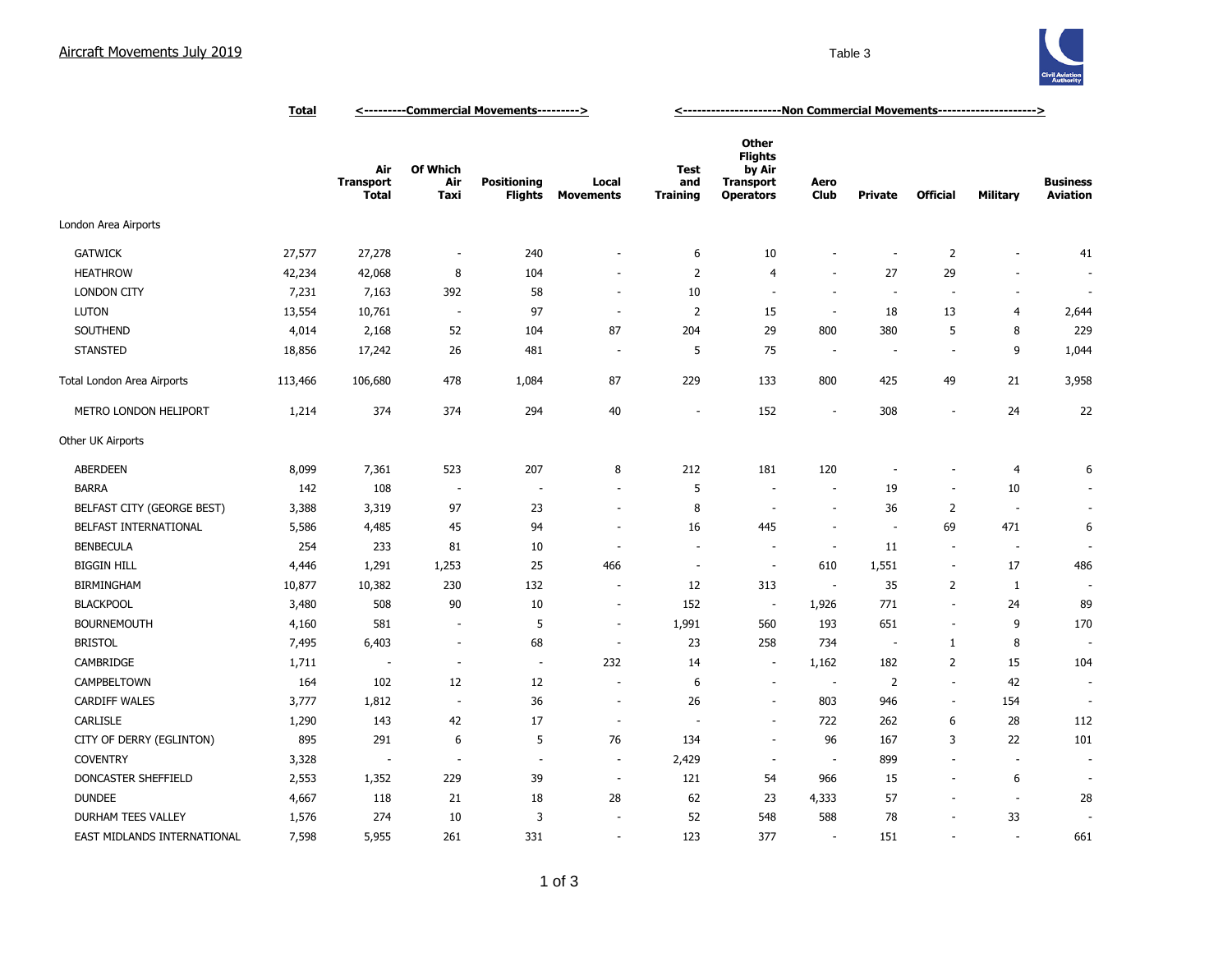## Aircraft Movements July 2019

Table 3

| | Total | <---------Commercial Movements---------> | | | | <---------------------Non Commercial Movements---------------------> | | | | | | |
|---|---|---|---|---|---|---|---|---|---|---|---|---|
| | | Air Transport Total | Of Which Air Taxi | Positioning Flights | Local Movements | Test and Training | Other Flights by Air Transport Operators | Aero Club | Private | Official | Military | Business Aviation |
| London Area Airports | | | | | | | | | | | | |
| GATWICK | 27,577 | 27,278 | - | 240 | - | 6 | 10 | - | - | 2 | - | 41 |
| HEATHROW | 42,234 | 42,068 | 8 | 104 | - | 2 | 4 | - | 27 | 29 | - | - |
| LONDON CITY | 7,231 | 7,163 | 392 | 58 | - | 10 | - | - | - | - | - | - |
| LUTON | 13,554 | 10,761 | - | 97 | - | 2 | 15 | - | 18 | 13 | 4 | 2,644 |
| SOUTHEND | 4,014 | 2,168 | 52 | 104 | 87 | 204 | 29 | 800 | 380 | 5 | 8 | 229 |
| STANSTED | 18,856 | 17,242 | 26 | 481 | - | 5 | 75 | - | - | - | 9 | 1,044 |
| Total London Area Airports | 113,466 | 106,680 | 478 | 1,084 | 87 | 229 | 133 | 800 | 425 | 49 | 21 | 3,958 |
| METRO LONDON HELIPORT | 1,214 | 374 | 374 | 294 | 40 | - | 152 | - | 308 | - | 24 | 22 |
| Other UK Airports | | | | | | | | | | | | |
| ABERDEEN | 8,099 | 7,361 | 523 | 207 | 8 | 212 | 181 | 120 | - | - | 4 | 6 |
| BARRA | 142 | 108 | - | - | - | 5 | - | - | 19 | - | 10 | - |
| BELFAST CITY (GEORGE BEST) | 3,388 | 3,319 | 97 | 23 | - | 8 | - | - | 36 | 2 | - | - |
| BELFAST INTERNATIONAL | 5,586 | 4,485 | 45 | 94 | - | 16 | 445 | - | - | 69 | 471 | 6 |
| BENBECULA | 254 | 233 | 81 | 10 | - | - | - | - | 11 | - | - | - |
| BIGGIN HILL | 4,446 | 1,291 | 1,253 | 25 | 466 | - | - | 610 | 1,551 | - | 17 | 486 |
| BIRMINGHAM | 10,877 | 10,382 | 230 | 132 | - | 12 | 313 | - | 35 | 2 | 1 | - |
| BLACKPOOL | 3,480 | 508 | 90 | 10 | - | 152 | - | 1,926 | 771 | - | 24 | 89 |
| BOURNEMOUTH | 4,160 | 581 | - | 5 | - | 1,991 | 560 | 193 | 651 | - | 9 | 170 |
| BRISTOL | 7,495 | 6,403 | - | 68 | - | 23 | 258 | 734 | - | 1 | 8 | - |
| CAMBRIDGE | 1,711 | - | - | - | 232 | 14 | - | 1,162 | 182 | 2 | 15 | 104 |
| CAMPBELTOWN | 164 | 102 | 12 | 12 | - | 6 | - | - | 2 | - | 42 | - |
| CARDIFF WALES | 3,777 | 1,812 | - | 36 | - | 26 | - | 803 | 946 | - | 154 | - |
| CARLISLE | 1,290 | 143 | 42 | 17 | - | - | - | 722 | 262 | 6 | 28 | 112 |
| CITY OF DERRY (EGLINTON) | 895 | 291 | 6 | 5 | 76 | 134 | - | 96 | 167 | 3 | 22 | 101 |
| COVENTRY | 3,328 | - | - | - | - | 2,429 | - | - | 899 | - | - | - |
| DONCASTER SHEFFIELD | 2,553 | 1,352 | 229 | 39 | - | 121 | 54 | 966 | 15 | - | 6 | - |
| DUNDEE | 4,667 | 118 | 21 | 18 | 28 | 62 | 23 | 4,333 | 57 | - | - | 28 |
| DURHAM TEES VALLEY | 1,576 | 274 | 10 | 3 | - | 52 | 548 | 588 | 78 | - | 33 | - |
| EAST MIDLANDS INTERNATIONAL | 7,598 | 5,955 | 261 | 331 | - | 123 | 377 | - | 151 | - | - | 661 |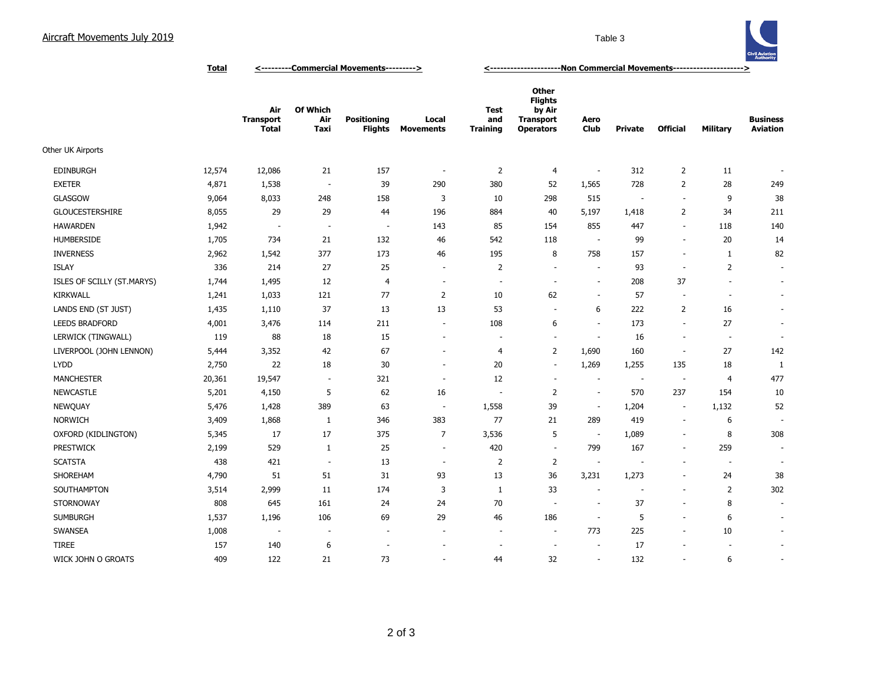# Aircraft Movements July 2019

Table 3

| | Total | <---------Commercial Movements---------> | | | | <---------------------Non Commercial Movements---------------------> | | | | | | |
|---|---|---|---|---|---|---|---|---|---|---|---|---|
| | | Air Transport Total | Of Which Air Taxi | Positioning Flights | Local Movements | Test and Training | Other Flights by Air Transport Operators | Aero Club | Private | Official | Military | Business Aviation |
| Other UK Airports | | | | | | | | | | | | |
| EDINBURGH | 12,574 | 12,086 | 21 | 157 | - | 2 | 4 | - | 312 | 2 | 11 | - |
| EXETER | 4,871 | 1,538 | - | 39 | 290 | 380 | 52 | 1,565 | 728 | 2 | 28 | 249 |
| GLASGOW | 9,064 | 8,033 | 248 | 158 | 3 | 10 | 298 | 515 | - | - | 9 | 38 |
| GLOUCESTERSHIRE | 8,055 | 29 | 29 | 44 | 196 | 884 | 40 | 5,197 | 1,418 | 2 | 34 | 211 |
| HAWARDEN | 1,942 | - | - | - | 143 | 85 | 154 | 855 | 447 | - | 118 | 140 |
| HUMBERSIDE | 1,705 | 734 | 21 | 132 | 46 | 542 | 118 | - | 99 | - | 20 | 14 |
| INVERNESS | 2,962 | 1,542 | 377 | 173 | 46 | 195 | 8 | 758 | 157 | - | 1 | 82 |
| ISLAY | 336 | 214 | 27 | 25 | - | 2 | - | - | 93 | - | 2 | - |
| ISLES OF SCILLY (ST.MARYS) | 1,744 | 1,495 | 12 | 4 | - | - | - | - | 208 | 37 | - | - |
| KIRKWALL | 1,241 | 1,033 | 121 | 77 | 2 | 10 | 62 | - | 57 | - | - | - |
| LANDS END (ST JUST) | 1,435 | 1,110 | 37 | 13 | 13 | 53 | - | 6 | 222 | 2 | 16 | - |
| LEEDS BRADFORD | 4,001 | 3,476 | 114 | 211 | - | 108 | 6 | - | 173 | - | 27 | - |
| LERWICK (TINGWALL) | 119 | 88 | 18 | 15 | - | - | - | - | 16 | - | - | - |
| LIVERPOOL (JOHN LENNON) | 5,444 | 3,352 | 42 | 67 | - | 4 | 2 | 1,690 | 160 | - | 27 | 142 |
| LYDD | 2,750 | 22 | 18 | 30 | - | 20 | - | 1,269 | 1,255 | 135 | 18 | 1 |
| MANCHESTER | 20,361 | 19,547 | - | 321 | - | 12 | - | - | - | - | 4 | 477 |
| NEWCASTLE | 5,201 | 4,150 | 5 | 62 | 16 | - | 2 | - | 570 | 237 | 154 | 10 |
| NEWQUAY | 5,476 | 1,428 | 389 | 63 | - | 1,558 | 39 | - | 1,204 | - | 1,132 | 52 |
| NORWICH | 3,409 | 1,868 | 1 | 346 | 383 | 77 | 21 | 289 | 419 | - | 6 | - |
| OXFORD (KIDLINGTON) | 5,345 | 17 | 17 | 375 | 7 | 3,536 | 5 | - | 1,089 | - | 8 | 308 |
| PRESTWICK | 2,199 | 529 | 1 | 25 | - | 420 | - | 799 | 167 | - | 259 | - |
| SCATSTA | 438 | 421 | - | 13 | - | 2 | 2 | - | - | - | - | - |
| SHOREHAM | 4,790 | 51 | 51 | 31 | 93 | 13 | 36 | 3,231 | 1,273 | - | 24 | 38 |
| SOUTHAMPTON | 3,514 | 2,999 | 11 | 174 | 3 | 1 | 33 | - | - | - | 2 | 302 |
| STORNOWAY | 808 | 645 | 161 | 24 | 24 | 70 | - | - | 37 | - | 8 | - |
| SUMBURGH | 1,537 | 1,196 | 106 | 69 | 29 | 46 | 186 | - | 5 | - | 6 | - |
| SWANSEA | 1,008 | - | - | - | - | - | - | 773 | 225 | - | 10 | - |
| TIREE | 157 | 140 | 6 | - | - | - | - | - | 17 | - | - | - |
| WICK JOHN O GROATS | 409 | 122 | 21 | 73 | - | 44 | 32 | - | 132 | - | 6 | - |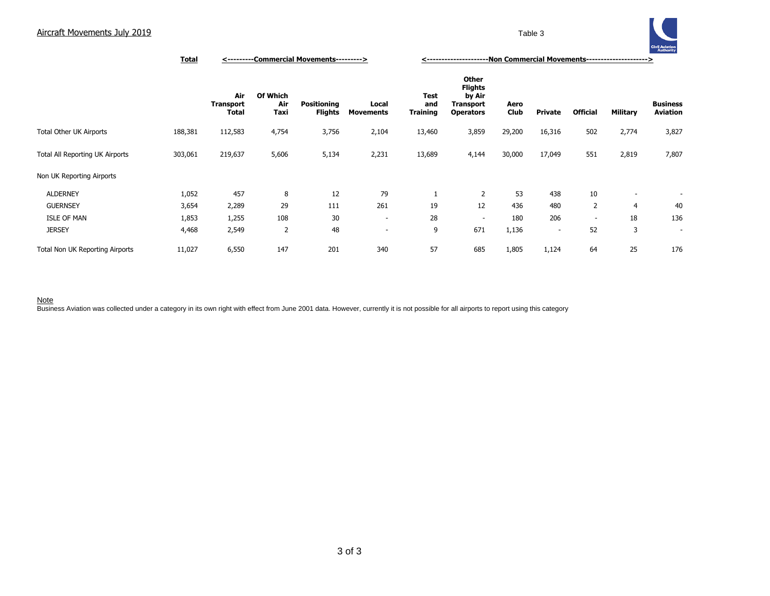Aircraft Movements July 2019

Table 3

| | Total | <---------Commercial Movements---------> | | | | <---------------------Non Commercial Movements---------------------> | | | | | | |
|---|---|---|---|---|---|---|---|---|---|---|---|---|
| | | Air Transport Total | Of Which Air Taxi | Positioning Flights | Local Movements | Test and Training | Other Flights by Air Transport Operators | Aero Club | Private | Official | Military | Business Aviation |
| Total Other UK Airports | 188,381 | 112,583 | 4,754 | 3,756 | 2,104 | 13,460 | 3,859 | 29,200 | 16,316 | 502 | 2,774 | 3,827 |
| Total All Reporting UK Airports | 303,061 | 219,637 | 5,606 | 5,134 | 2,231 | 13,689 | 4,144 | 30,000 | 17,049 | 551 | 2,819 | 7,807 |
| Non UK Reporting Airports | | | | | | | | | | | | |
| ALDERNEY | 1,052 | 457 | 8 | 12 | 79 | 1 | 2 | 53 | 438 | 10 | - | - |
| GUERNSEY | 3,654 | 2,289 | 29 | 111 | 261 | 19 | 12 | 436 | 480 | 2 | 4 | 40 |
| ISLE OF MAN | 1,853 | 1,255 | 108 | 30 | - | 28 | - | 180 | 206 | - | 18 | 136 |
| JERSEY | 4,468 | 2,549 | 2 | 48 | - | 9 | 671 | 1,136 | - | 52 | 3 | - |
| Total Non UK Reporting Airports | 11,027 | 6,550 | 147 | 201 | 340 | 57 | 685 | 1,805 | 1,124 | 64 | 25 | 176 |

Note

Business Aviation was collected under a category in its own right with effect from June 2001 data. However, currently it is not possible for all airports to report using this category